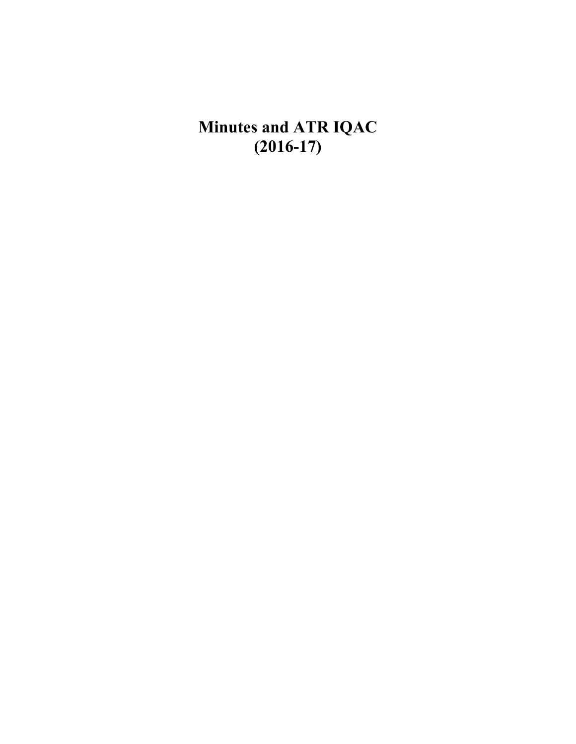# Minutes and ATR IQAC
# (2016-17)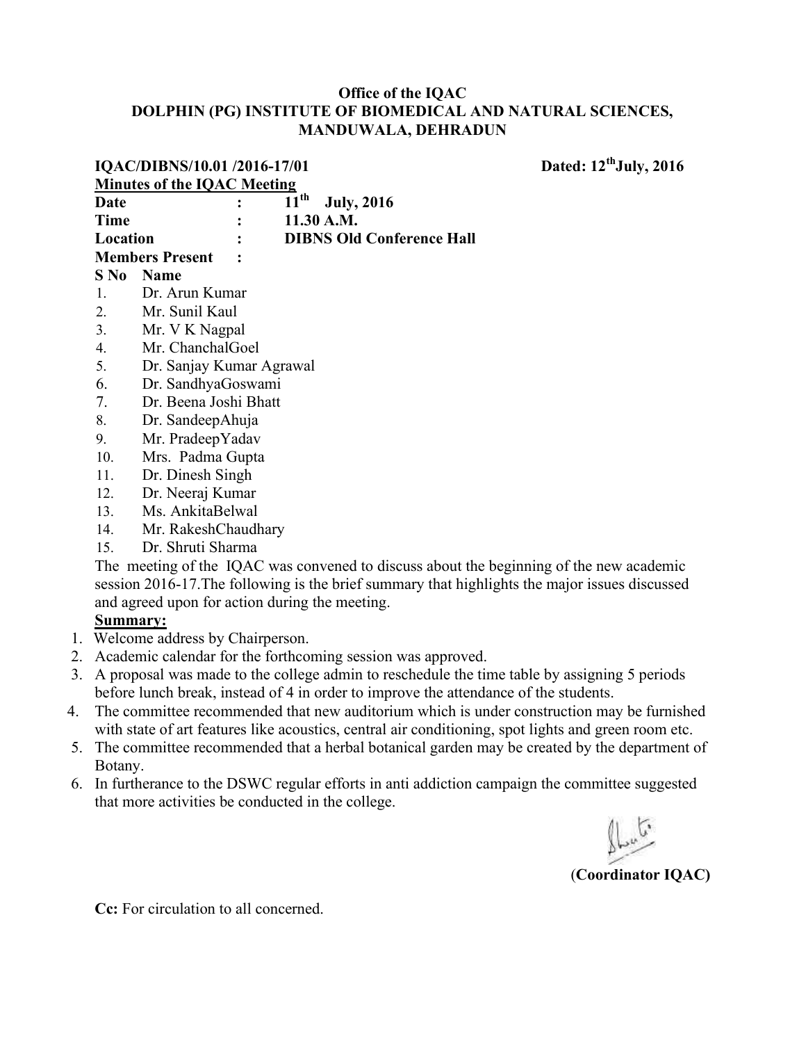**Office of the IQAC**
**DOLPHIN (PG) INSTITUTE OF BIOMEDICAL AND NATURAL SCIENCES, MANDUWALA, DEHRADUN**

**IQAC/DIBNS/10.01 /2016-17/01** **Dated: 12th July, 2016**

**Minutes of the IQAC Meeting**

**Date : 11th July, 2016**
**Time : 11.30 A.M.**
**Location : DIBNS Old Conference Hall**
**Members Present :**

| S No | Name |
|---|---|
| 1. | Dr. Arun Kumar |
| 2. | Mr. Sunil Kaul |
| 3. | Mr. V K Nagpal |
| 4. | Mr. ChanchalGoel |
| 5. | Dr. Sanjay Kumar Agrawal |
| 6. | Dr. SandhyaGoswami |
| 7. | Dr. Beena Joshi Bhatt |
| 8. | Dr. SandeepAhuja |
| 9. | Mr. PradeepYadav |
| 10. | Mrs. Padma Gupta |
| 11. | Dr. Dinesh Singh |
| 12. | Dr. Neeraj Kumar |
| 13. | Ms. AnkitaBelwal |
| 14. | Mr. RakeshChaudhary |
| 15. | Dr. Shruti Sharma |

The meeting of the IQAC was convened to discuss about the beginning of the new academic session 2016-17.The following is the brief summary that highlights the major issues discussed and agreed upon for action during the meeting.

**Summary:**

1. Welcome address by Chairperson.
2. Academic calendar for the forthcoming session was approved.
3. A proposal was made to the college admin to reschedule the time table by assigning 5 periods before lunch break, instead of 4 in order to improve the attendance of the students.
4. The committee recommended that new auditorium which is under construction may be furnished with state of art features like acoustics, central air conditioning, spot lights and green room etc.
5. The committee recommended that a herbal botanical garden may be created by the department of Botany.
6. In furtherance to the DSWC regular efforts in anti addiction campaign the committee suggested that more activities be conducted in the college.

(**Coordinator IQAC)**

**Cc:** For circulation to all concerned.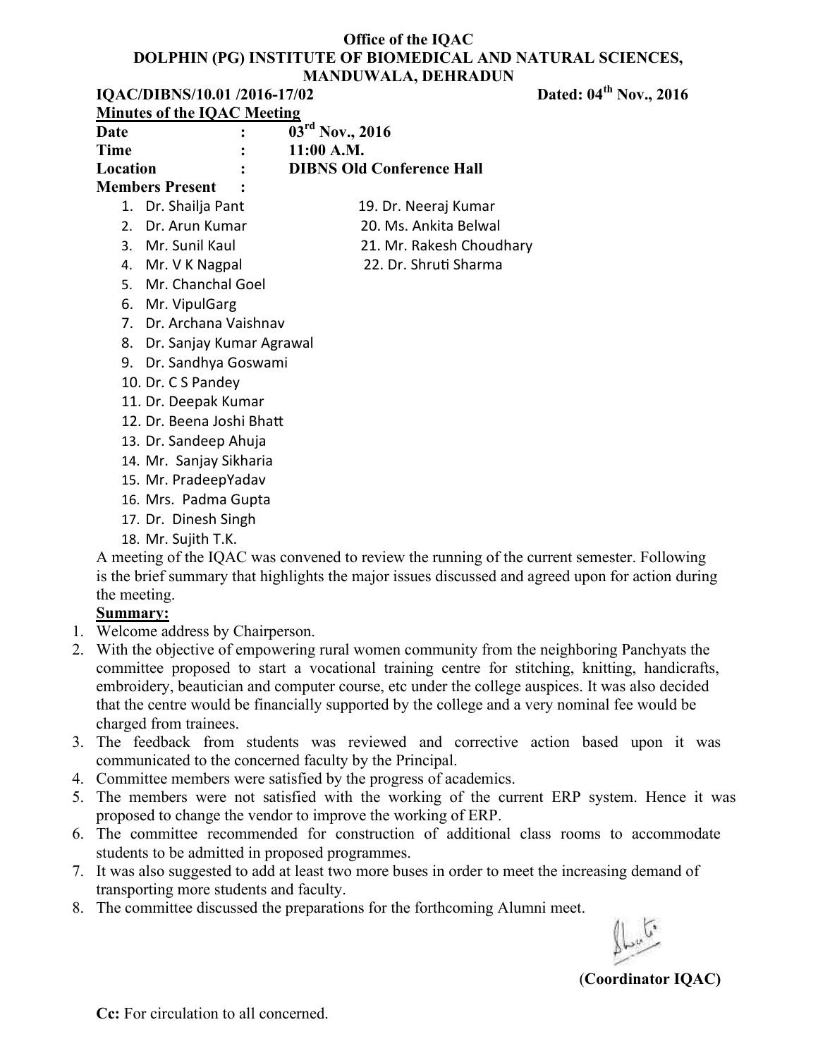**Office of the IQAC**
**DOLPHIN (PG) INSTITUTE OF BIOMEDICAL AND NATURAL SCIENCES, MANDUWALA, DEHRADUN**

**IQAC/DIBNS/10.01 /2016-17/02** **Dated: 04th Nov., 2016**

**Minutes of the IQAC Meeting**

**Date** : **03rd Nov., 2016**
**Time** : **11:00 A.M.**
**Location** : **DIBNS Old Conference Hall**
**Members Present** :

1. Dr. Shailja Pant
2. Dr. Arun Kumar
3. Mr. Sunil Kaul
4. Mr. V K Nagpal
5. Mr. Chanchal Goel
6. Mr. VipulGarg
7. Dr. Archana Vaishnav
8. Dr. Sanjay Kumar Agrawal
9. Dr. Sandhya Goswami
10. Dr. C S Pandey
11. Dr. Deepak Kumar
12. Dr. Beena Joshi Bhatt
13. Dr. Sandeep Ahuja
14. Mr. Sanjay Sikharia
15. Mr. PradeepYadav
16. Mrs. Padma Gupta
17. Dr. Dinesh Singh
18. Mr. Sujith T.K.
19. Dr. Neeraj Kumar
20. Ms. Ankita Belwal
21. Mr. Rakesh Choudhary
22. Dr. Shruti Sharma

A meeting of the IQAC was convened to review the running of the current semester. Following is the brief summary that highlights the major issues discussed and agreed upon for action during the meeting.

**Summary:**

1. Welcome address by Chairperson.
2. With the objective of empowering rural women community from the neighboring Panchyats the committee proposed to start a vocational training centre for stitching, knitting, handicrafts, embroidery, beautician and computer course, etc under the college auspices. It was also decided that the centre would be financially supported by the college and a very nominal fee would be charged from trainees.
3. The feedback from students was reviewed and corrective action based upon it was communicated to the concerned faculty by the Principal.
4. Committee members were satisfied by the progress of academics.
5. The members were not satisfied with the working of the current ERP system. Hence it was proposed to change the vendor to improve the working of ERP.
6. The committee recommended for construction of additional class rooms to accommodate students to be admitted in proposed programmes.
7. It was also suggested to add at least two more buses in order to meet the increasing demand of transporting more students and faculty.
8. The committee discussed the preparations for the forthcoming Alumni meet.

**(Coordinator IQAC)**

**Cc:** For circulation to all concerned.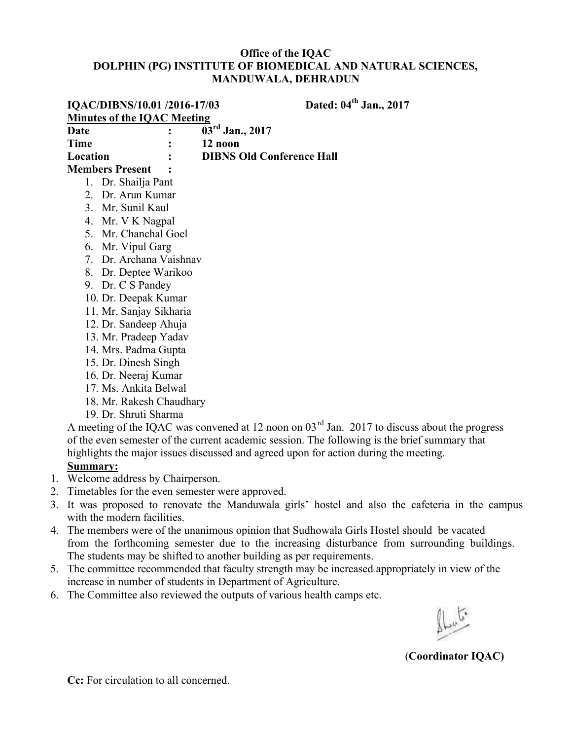**Office of the IQAC**
**DOLPHIN (PG) INSTITUTE OF BIOMEDICAL AND NATURAL SCIENCES, MANDUWALA, DEHRADUN**

**IQAC/DIBNS/10.01 /2016-17/03** **Dated: 04th Jan., 2017**

**Minutes of the IQAC Meeting**

**Date : 03rd Jan., 2017**
**Time : 12 noon**
**Location : DIBNS Old Conference Hall**
**Members Present :**

1. Dr. Shailja Pant
2. Dr. Arun Kumar
3. Mr. Sunil Kaul
4. Mr. V K Nagpal
5. Mr. Chanchal Goel
6. Mr. Vipul Garg
7. Dr. Archana Vaishnav
8. Dr. Deptee Warikoo
9. Dr. C S Pandey
10. Dr. Deepak Kumar
11. Mr. Sanjay Sikharia
12. Dr. Sandeep Ahuja
13. Mr. Pradeep Yadav
14. Mrs. Padma Gupta
15. Dr. Dinesh Singh
16. Dr. Neeraj Kumar
17. Ms. Ankita Belwal
18. Mr. Rakesh Chaudhary
19. Dr. Shruti Sharma

A meeting of the IQAC was convened at 12 noon on 03rd Jan. 2017 to discuss about the progress of the even semester of the current academic session. The following is the brief summary that highlights the major issues discussed and agreed upon for action during the meeting.

**Summary:**

1. Welcome address by Chairperson.
2. Timetables for the even semester were approved.
3. It was proposed to renovate the Manduwala girls' hostel and also the cafeteria in the campus with the modern facilities.
4. The members were of the unanimous opinion that Sudhowala Girls Hostel should be vacated from the forthcoming semester due to the increasing disturbance from surrounding buildings. The students may be shifted to another building as per requirements.
5. The committee recommended that faculty strength may be increased appropriately in view of the increase in number of students in Department of Agriculture.
6. The Committee also reviewed the outputs of various health camps etc.

(**Coordinator IQAC)**

**Cc:** For circulation to all concerned.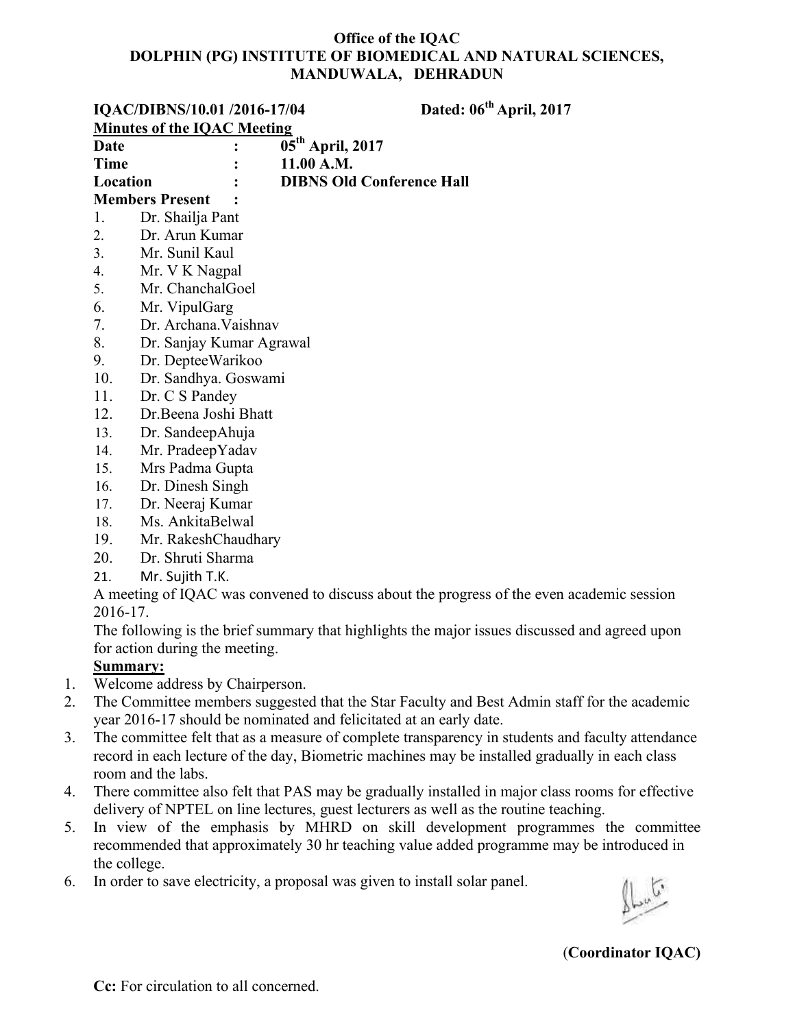**Office of the IQAC**
**DOLPHIN (PG) INSTITUTE OF BIOMEDICAL AND NATURAL SCIENCES, MANDUWALA, DEHRADUN**

**IQAC/DIBNS/10.01 /2016-17/04** **Dated: 06th April, 2017**

**Minutes of the IQAC Meeting**

**Date : 05th April, 2017**
**Time : 11.00 A.M.**
**Location : DIBNS Old Conference Hall**
**Members Present :**

1. Dr. Shailja Pant
2. Dr. Arun Kumar
3. Mr. Sunil Kaul
4. Mr. V K Nagpal
5. Mr. ChanchalGoel
6. Mr. VipulGarg
7. Dr. Archana.Vaishnav
8. Dr. Sanjay Kumar Agrawal
9. Dr. DepteeWarikoo
10. Dr. Sandhya. Goswami
11. Dr. C S Pandey
12. Dr.Beena Joshi Bhatt
13. Dr. SandeepAhuja
14. Mr. PradeepYadav
15. Mrs Padma Gupta
16. Dr. Dinesh Singh
17. Dr. Neeraj Kumar
18. Ms. AnkitaBelwal
19. Mr. RakeshChaudhary
20. Dr. Shruti Sharma
21. Mr. Sujith T.K.

A meeting of IQAC was convened to discuss about the progress of the even academic session 2016-17.

The following is the brief summary that highlights the major issues discussed and agreed upon for action during the meeting.

**Summary:**

1. Welcome address by Chairperson.
2. The Committee members suggested that the Star Faculty and Best Admin staff for the academic year 2016-17 should be nominated and felicitated at an early date.
3. The committee felt that as a measure of complete transparency in students and faculty attendance record in each lecture of the day, Biometric machines may be installed gradually in each class room and the labs.
4. There committee also felt that PAS may be gradually installed in major class rooms for effective delivery of NPTEL on line lectures, guest lecturers as well as the routine teaching.
5. In view of the emphasis by MHRD on skill development programmes the committee recommended that approximately 30 hr teaching value added programme may be introduced in the college.
6. In order to save electricity, a proposal was given to install solar panel.

(**Coordinator IQAC)**

**Cc:** For circulation to all concerned.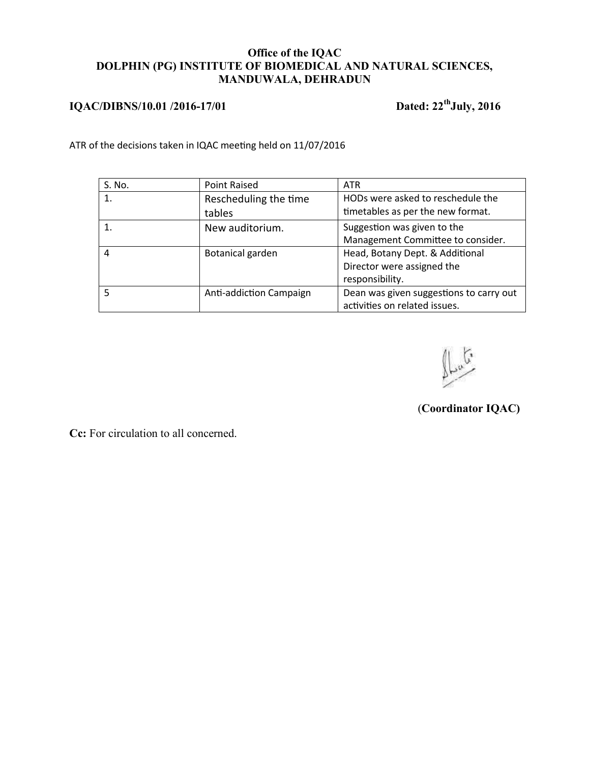**Office of the IQAC**
**DOLPHIN (PG) INSTITUTE OF BIOMEDICAL AND NATURAL SCIENCES, MANDUWALA, DEHRADUN**

**IQAC/DIBNS/10.01 /2016-17/01** **Dated: 22[th]July, 2016**

ATR of the decisions taken in IQAC meeting held on 11/07/2016

| S. No. | Point Raised | ATR |
|---|---|---|
| 1. | Rescheduling the time tables | HODs were asked to reschedule the timetables as per the new format. |
| 1. | New auditorium. | Suggestion was given to the Management Committee to consider. |
| 4 | Botanical garden | Head, Botany Dept. & Additional Director were assigned the responsibility. |
| 5 | Anti-addiction Campaign | Dean was given suggestions to carry out activities on related issues. |

(**Coordinator IQAC)**

**Cc:** For circulation to all concerned.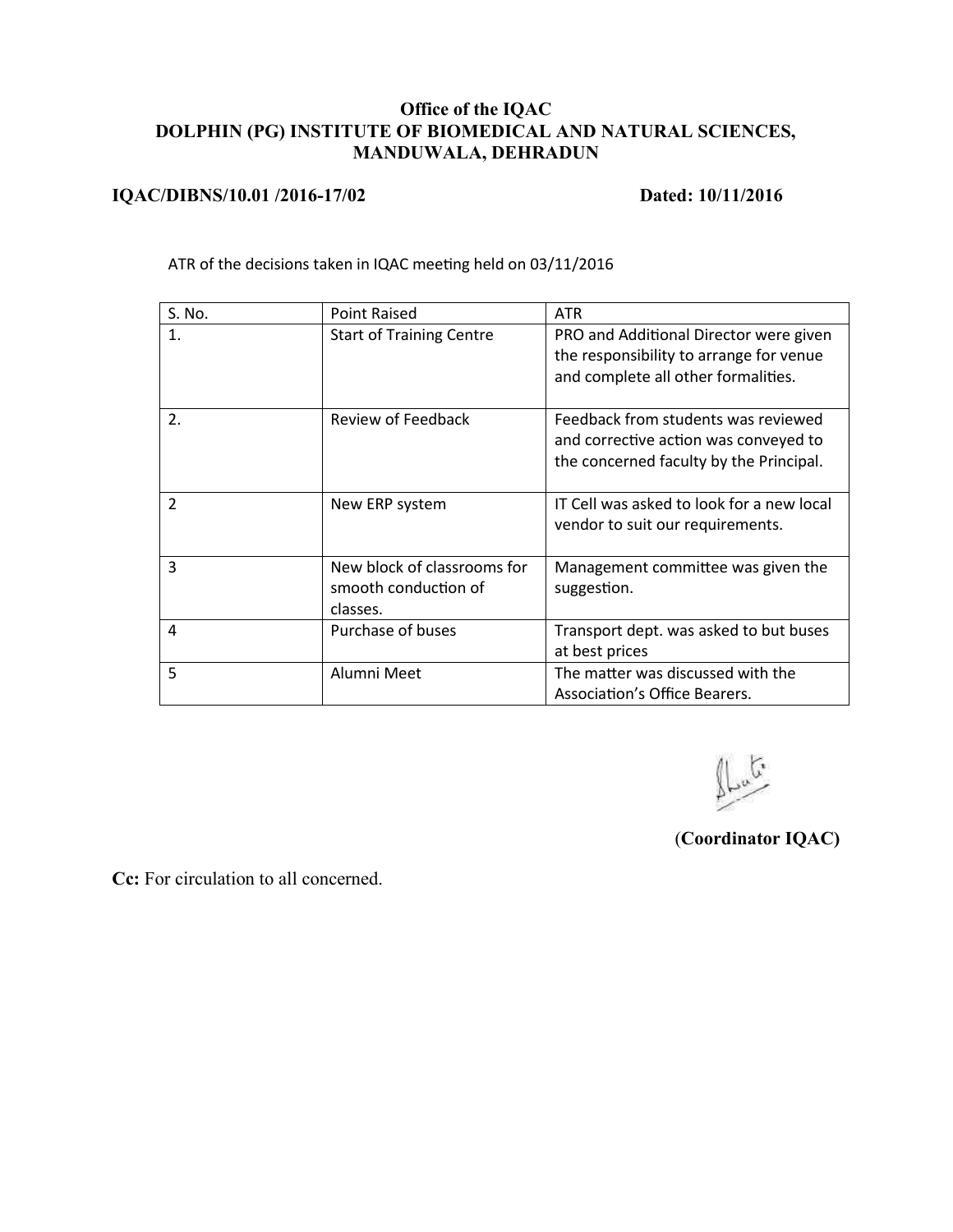**Office of the IQAC**
**DOLPHIN (PG) INSTITUTE OF BIOMEDICAL AND NATURAL SCIENCES, MANDUWALA, DEHRADUN**

**IQAC/DIBNS/10.01 /2016-17/02** **Dated: 10/11/2016**

ATR of the decisions taken in IQAC meeting held on 03/11/2016

| S. No. | Point Raised | ATR |
|---|---|---|
| 1. | Start of Training Centre | PRO and Additional Director were given the responsibility to arrange for venue and complete all other formalities. |
| 2. | Review of Feedback | Feedback from students was reviewed and corrective action was conveyed to the concerned faculty by the Principal. |
| 2 | New ERP system | IT Cell was asked to look for a new local vendor to suit our requirements. |
| 3 | New block of classrooms for smooth conduction of classes. | Management committee was given the suggestion. |
| 4 | Purchase of buses | Transport dept. was asked to but buses at best prices |
| 5 | Alumni Meet | The matter was discussed with the Association's Office Bearers. |

**(Coordinator IQAC)**

**Cc:** For circulation to all concerned.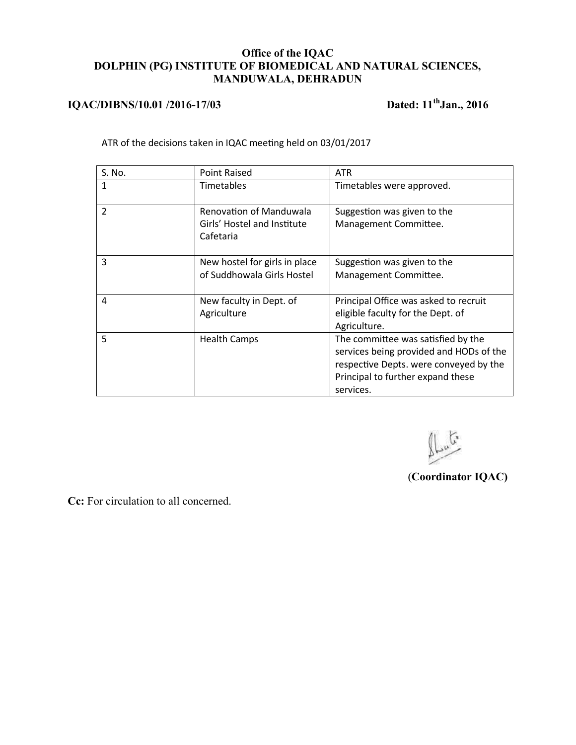**Office of the IQAC**
**DOLPHIN (PG) INSTITUTE OF BIOMEDICAL AND NATURAL SCIENCES, MANDUWALA, DEHRADUN**

**IQAC/DIBNS/10.01 /2016-17/03** **Dated: 11th Jan., 2016**

ATR of the decisions taken in IQAC meeting held on 03/01/2017

| S. No. | Point Raised | ATR |
|---|---|---|
| 1 | Timetables | Timetables were approved. |
| 2 | Renovation of Manduwala Girls' Hostel and Institute Cafetaria | Suggestion was given to the Management Committee. |
| 3 | New hostel for girls in place of Suddhowala Girls Hostel | Suggestion was given to the Management Committee. |
| 4 | New faculty in Dept. of Agriculture | Principal Office was asked to recruit eligible faculty for the Dept. of Agriculture. |
| 5 | Health Camps | The committee was satisfied by the services being provided and HODs of the respective Depts. were conveyed by the Principal to further expand these services. |

**(Coordinator IQAC)**

**Cc:** For circulation to all concerned.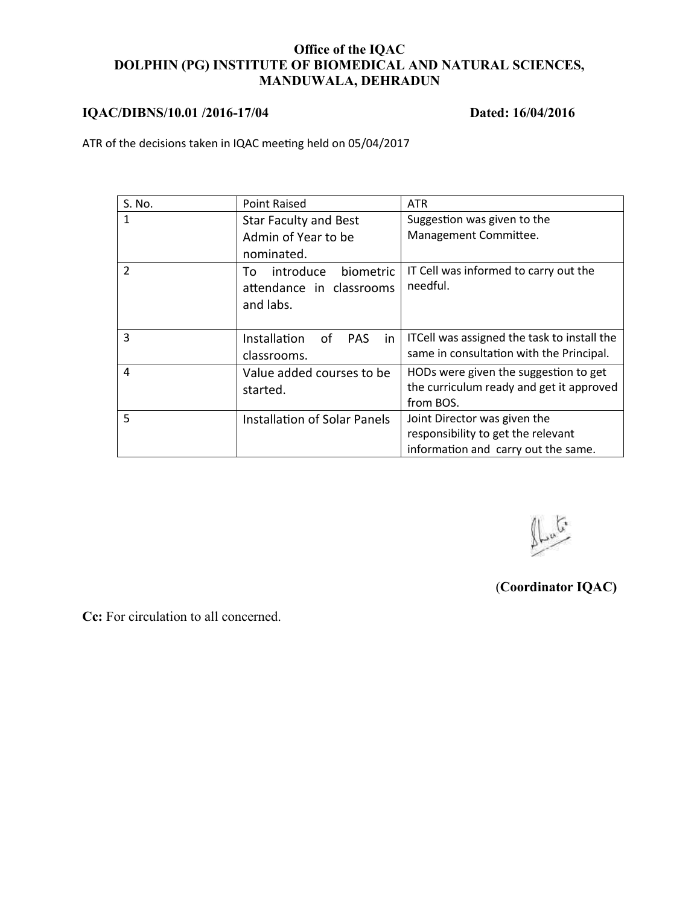**Office of the IQAC**
**DOLPHIN (PG) INSTITUTE OF BIOMEDICAL AND NATURAL SCIENCES, MANDUWALA, DEHRADUN**

**IQAC/DIBNS/10.01 /2016-17/04** **Dated: 16/04/2016**

ATR of the decisions taken in IQAC meeting held on 05/04/2017

| S. No. | Point Raised | ATR |
|---|---|---|
| 1 | Star Faculty and Best Admin of Year to be nominated. | Suggestion was given to the Management Committee. |
| 2 | To introduce biometric attendance in classrooms and labs. | IT Cell was informed to carry out the needful. |
| 3 | Installation of PAS in classrooms. | ITCell was assigned the task to install the same in consultation with the Principal. |
| 4 | Value added courses to be started. | HODs were given the suggestion to get the curriculum ready and get it approved from BOS. |
| 5 | Installation of Solar Panels | Joint Director was given the responsibility to get the relevant information and carry out the same. |

**(Coordinator IQAC)**

**Cc:** For circulation to all concerned.